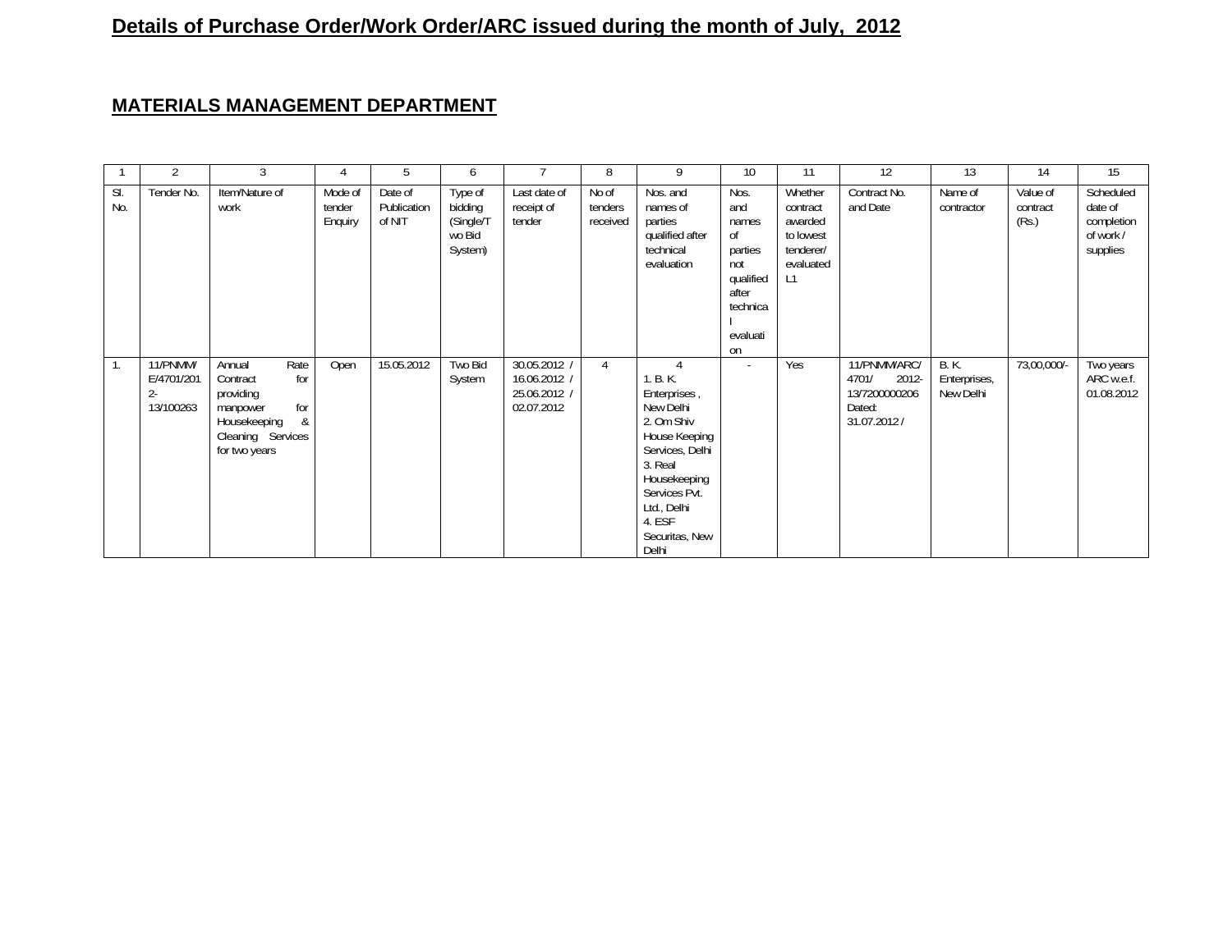**Details of Purchase Order/Work Order/ARC issued during the month of July, 2012**

**MATERIALS MANAGEMENT DEPARTMENT**

| 1 | 2 | 3 | 4 | 5 | 6 | 7 | 8 | 9 | 10 | 11 | 12 | 13 | 14 | 15 |
|---|---|---|---|---|---|---|---|---|---|---|---|---|---|---|
| Sl. No. | Tender No. | Item/Nature of work | Mode of tender Enquiry | Date of Publication of NIT | Type of bidding (Single/Two Bid System) | Last date of receipt of tender | No of tenders received | Nos. and names of parties qualified after technical evaluation | Nos. and names of parties not qualified after technical evaluation | Whether contract awarded to lowest tenderer/ evaluated L1 | Contract No. and Date | Name of contractor | Value of contract (Rs.) | Scheduled date of completion of work / supplies |
| 1. | 11/PNMM/E/4701/2012-13/100263 | Annual Rate Contract for providing manpower for Housekeeping & Cleaning Services for two years | Open | 15.05.2012 | Two Bid System | 30.05.2012 / 16.06.2012 / 25.06.2012 / 02.07.2012 | 4 | 4<br>1. B. K. Enterprises , New Delhi<br>2. Om Shiv House Keeping Services, Delhi<br>3. Real Housekeeping Services Pvt. Ltd., Delhi<br>4. ESF Securitas, New Delhi | - | Yes | 11/PNMM/ARC/4701/ 2012-13/7200000206 Dated: 31.07.2012 / | B. K. Enterprises, New Delhi | 73,00,000/- | Two years ARC w.e.f. 01.08.2012 |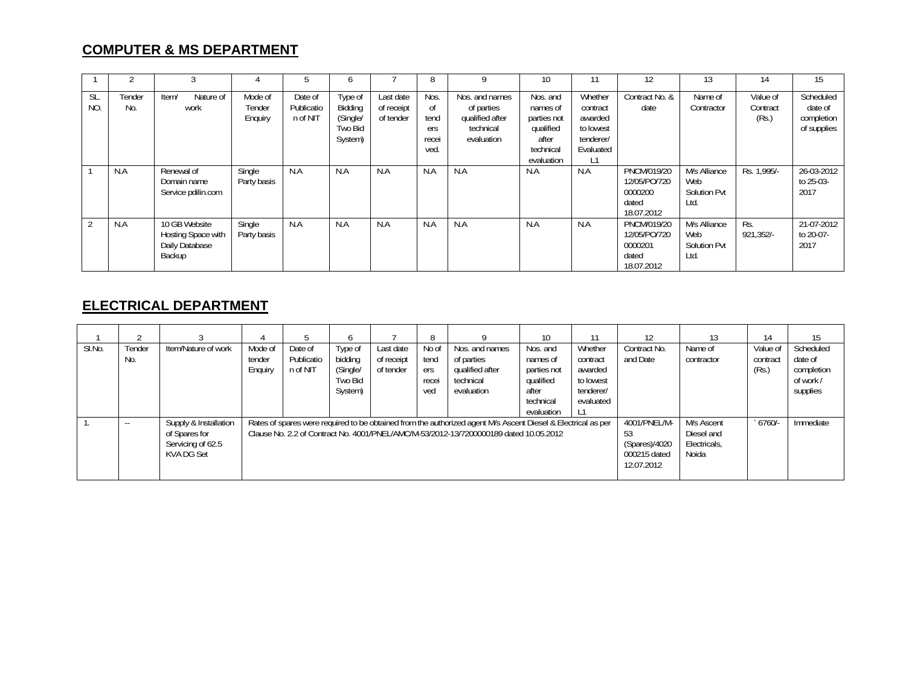## COMPUTER & MS DEPARTMENT

| 1 | 2 | 3 | 4 | 5 | 6 | 7 | 8 | 9 | 10 | 11 | 12 | 13 | 14 | 15 |
|---|---|---|---|---|---|---|---|---|---|---|---|---|---|---|
| SL. NO. | Tender No. | Item/ Nature of work | Mode of Tender Enquiry | Date of Publication of NIT | Type of Bidding (Single/ Two Bid System) | Last date of receipt of tender | Nos. of tenders received. | Nos. and names of parties qualified after technical evaluation | Nos. and names of parties not qualified after technical evaluation | Whether contract awarded to lowest tenderer/ Evaluated L1 | Contract No. & date | Name of Contractor | Value of Contract (Rs.) | Scheduled date of completion of supplies |
| 1 | N.A | Renewal of Domain name Service pdilin.com | Single Party basis | N.A | N.A | N.A | N.A | N.A | N.A | N.A | PNCM/019/2012/05/PO/7200000200 dated 18.07.2012 | M/s Alliance Web Solution Pvt Ltd. | Rs. 1,995/- | 26-03-2012 to 25-03-2017 |
| 2 | N.A | 10 GB Website Hosting Space with Daily Database Backup | Single Party basis | N.A | N.A | N.A | N.A | N.A | N.A | N.A | PNCM/019/2012/05/PO/7200000201 dated 18.07.2012 | M/s Alliance Web Solution Pvt Ltd. | Rs. 921,352/- | 21-07-2012 to 20-07-2017 |

## ELECTRICAL DEPARTMENT

| 1 | 2 | 3 | 4 | 5 | 6 | 7 | 8 | 9 | 10 | 11 | 12 | 13 | 14 | 15 |
|---|---|---|---|---|---|---|---|---|---|---|---|---|---|---|
| Sl.No. | Tender No. | Item/Nature of work | Mode of tender Enquiry | Date of Publication of NIT | Type of bidding (Single/ Two Bid System) | Last date of receipt of tender | No of tenders received | Nos. and names of parties qualified after technical evaluation | Nos. and names of parties not qualified after technical evaluation | Whether contract awarded to lowest tenderer/ evaluated L1 | Contract No. and Date | Name of contractor | Value of contract (Rs.) | Scheduled date of completion of work / supplies |
| 1. | -- | Supply & Installation of Spares for Servicing of 62.5 KVA DG Set | Rates of spares were required to be obtained from the authorized agent M/s Ascent Diesel & Electrical as per Clause No. 2.2 of Contract No. 4001/PNEL/AMC/M-53/2012-13/7200000189 dated 10.05.2012 | | | | | | | | 4001/PNEL/M-53 (Spares)/4020000215 dated 12.07.2012 | M/s Ascent Diesel and Electricals, Noida | ` 6760/- | Immediate |